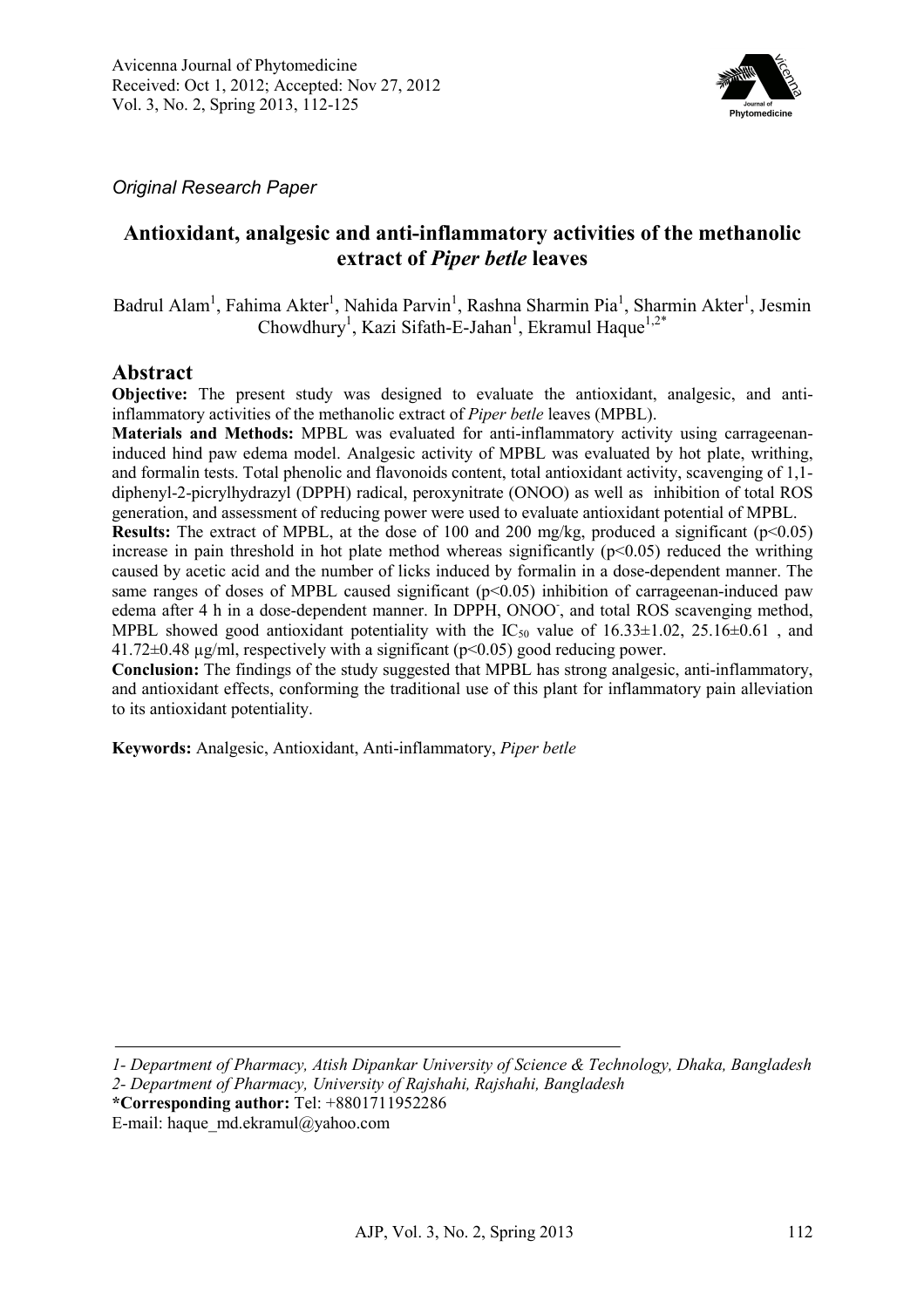Avicenna Journal of Phytomedicine
Received: Oct 1, 2012; Accepted: Nov 27, 2012
Vol. 3, No. 2, Spring 2013, 112-125

*Original Research Paper*

# Antioxidant, analgesic and anti-inflammatory activities of the methanolic extract of *Piper betle* leaves

Badrul Alam[1], Fahima Akter[1], Nahida Parvin[1], Rashna Sharmin Pia[1], Sharmin Akter[1], Jesmin Chowdhury[1], Kazi Sifath-E-Jahan[1], Ekramul Haque[1,2*]

## Abstract

**Objective:** The present study was designed to evaluate the antioxidant, analgesic, and anti-inflammatory activities of the methanolic extract of *Piper betle* leaves (MPBL).

**Materials and Methods:** MPBL was evaluated for anti-inflammatory activity using carrageenan-induced hind paw edema model. Analgesic activity of MPBL was evaluated by hot plate, writhing, and formalin tests. Total phenolic and flavonoids content, total antioxidant activity, scavenging of 1,1-diphenyl-2-picrylhydrazyl (DPPH) radical, peroxynitrate (ONOO) as well as inhibition of total ROS generation, and assessment of reducing power were used to evaluate antioxidant potential of MPBL.

**Results:** The extract of MPBL, at the dose of 100 and 200 mg/kg, produced a significant ($p<0.05$) increase in pain threshold in hot plate method whereas significantly ($p<0.05$) reduced the writhing caused by acetic acid and the number of licks induced by formalin in a dose-dependent manner. The same ranges of doses of MPBL caused significant ($p<0.05$) inhibition of carrageenan-induced paw edema after 4 h in a dose-dependent manner. In DPPH, $ONOO^-$, and total ROS scavenging method, MPBL showed good antioxidant potentiality with the $IC_{50}$ value of 16.33±1.02, 25.16±0.61 , and 41.72±0.48 µg/ml, respectively with a significant ($p<0.05$) good reducing power.

**Conclusion:** The findings of the study suggested that MPBL has strong analgesic, anti-inflammatory, and antioxidant effects, conforming the traditional use of this plant for inflammatory pain alleviation to its antioxidant potentiality.

**Keywords:** Analgesic, Antioxidant, Anti-inflammatory, *Piper betle*

---

*1- Department of Pharmacy, Atish Dipankar University of Science & Technology, Dhaka, Bangladesh*
*2- Department of Pharmacy, University of Rajshahi, Rajshahi, Bangladesh*
**\*Corresponding author:** Tel: +8801711952286
E-mail: haque_md.ekramul@yahoo.com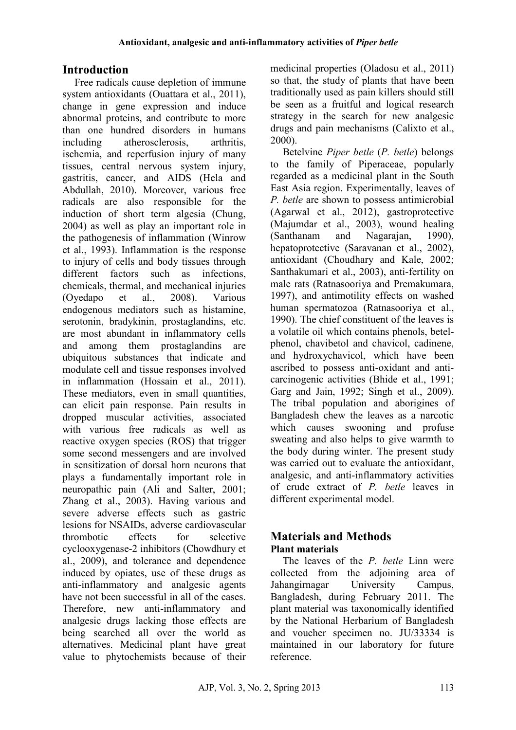## Introduction

Free radicals cause depletion of immune system antioxidants (Ouattara et al., 2011), change in gene expression and induce abnormal proteins, and contribute to more than one hundred disorders in humans including atherosclerosis, arthritis, ischemia, and reperfusion injury of many tissues, central nervous system injury, gastritis, cancer, and AIDS (Hela and Abdullah, 2010). Moreover, various free radicals are also responsible for the induction of short term algesia (Chung, 2004) as well as play an important role in the pathogenesis of inflammation (Winrow et al., 1993). Inflammation is the response to injury of cells and body tissues through different factors such as infections, chemicals, thermal, and mechanical injuries (Oyedapo et al., 2008). Various endogenous mediators such as histamine, serotonin, bradykinin, prostaglandins, etc. are most abundant in inflammatory cells and among them prostaglandins are ubiquitous substances that indicate and modulate cell and tissue responses involved in inflammation (Hossain et al., 2011). These mediators, even in small quantities, can elicit pain response. Pain results in dropped muscular activities, associated with various free radicals as well as reactive oxygen species (ROS) that trigger some second messengers and are involved in sensitization of dorsal horn neurons that plays a fundamentally important role in neuropathic pain (Ali and Salter, 2001; Zhang et al., 2003). Having various and severe adverse effects such as gastric lesions for NSAIDs, adverse cardiovascular thrombotic effects for selective cyclooxygenase-2 inhibitors (Chowdhury et al., 2009), and tolerance and dependence induced by opiates, use of these drugs as anti-inflammatory and analgesic agents have not been successful in all of the cases. Therefore, new anti-inflammatory and analgesic drugs lacking those effects are being searched all over the world as alternatives. Medicinal plant have great value to phytochemists because of their medicinal properties (Oladosu et al., 2011) so that, the study of plants that have been traditionally used as pain killers should still be seen as a fruitful and logical research strategy in the search for new analgesic drugs and pain mechanisms (Calixto et al., 2000).

Betelvine *Piper betle* (*P. betle*) belongs to the family of Piperaceae, popularly regarded as a medicinal plant in the South East Asia region. Experimentally, leaves of *P. betle* are shown to possess antimicrobial (Agarwal et al., 2012), gastroprotective (Majumdar et al., 2003), wound healing (Santhanam and Nagarajan, 1990), hepatoprotective (Saravanan et al., 2002), antioxidant (Choudhary and Kale, 2002; Santhakumari et al., 2003), anti-fertility on male rats (Ratnasooriya and Premakumara, 1997), and antimotility effects on washed human spermatozoa (Ratnasooriya et al., 1990). The chief constituent of the leaves is a volatile oil which contains phenols, betel-phenol, chavibetol and chavicol, cadinene, and hydroxychavicol, which have been ascribed to possess anti-oxidant and anti-carcinogenic activities (Bhide et al., 1991; Garg and Jain, 1992; Singh et al., 2009). The tribal population and aborigines of Bangladesh chew the leaves as a narcotic which causes swooning and profuse sweating and also helps to give warmth to the body during winter. The present study was carried out to evaluate the antioxidant, analgesic, and anti-inflammatory activities of crude extract of *P. betle* leaves in different experimental model.

## Materials and Methods

### Plant materials

The leaves of the *P. betle* Linn were collected from the adjoining area of Jahangirnagar University Campus, Bangladesh, during February 2011. The plant material was taxonomically identified by the National Herbarium of Bangladesh and voucher specimen no. JU/33334 is maintained in our laboratory for future reference.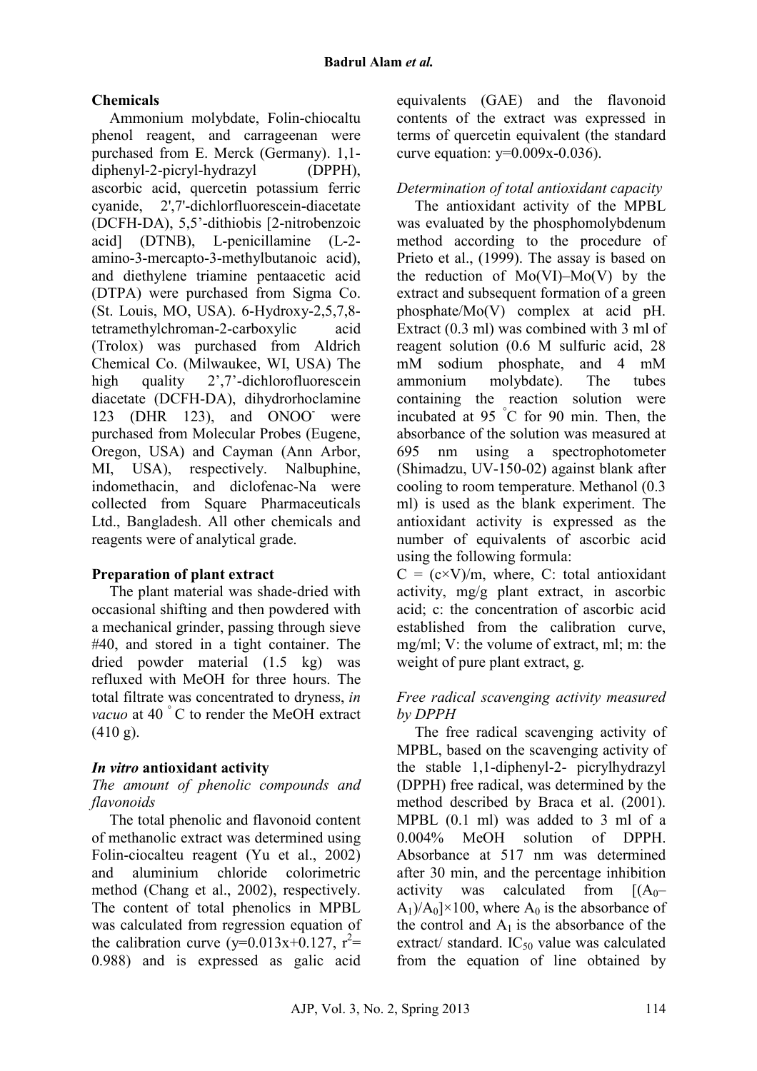## Chemicals

Ammonium molybdate, Folin-chiocaltu phenol reagent, and carrageenan were purchased from E. Merck (Germany). 1,1-diphenyl-2-picryl-hydrazyl (DPPH), ascorbic acid, quercetin potassium ferric cyanide, 2',7'-dichlorfluorescein-diacetate (DCFH-DA), 5,5'-dithiobis [2-nitrobenzoic acid] (DTNB), L-penicillamine (L-2-amino-3-mercapto-3-methylbutanoic acid), and diethylene triamine pentaacetic acid (DTPA) were purchased from Sigma Co. (St. Louis, MO, USA). 6-Hydroxy-2,5,7,8-tetramethylchroman-2-carboxylic acid (Trolox) was purchased from Aldrich Chemical Co. (Milwaukee, WI, USA) The high quality 2',7'-dichlorofluorescein diacetate (DCFH-DA), dihydrorhoclamine 123 (DHR 123), and $ONOO^-$ were purchased from Molecular Probes (Eugene, Oregon, USA) and Cayman (Ann Arbor, MI, USA), respectively. Nalbuphine, indomethacin, and diclofenac-Na were collected from Square Pharmaceuticals Ltd., Bangladesh. All other chemicals and reagents were of analytical grade.

## Preparation of plant extract

The plant material was shade-dried with occasional shifting and then powdered with a mechanical grinder, passing through sieve #40, and stored in a tight container. The dried powder material (1.5 kg) was refluxed with MeOH for three hours. The total filtrate was concentrated to dryness, *in vacuo* at 40 °C to render the MeOH extract (410 g).

## *In vitro* antioxidant activity

### *The amount of phenolic compounds and flavonoids*

The total phenolic and flavonoid content of methanolic extract was determined using Folin-ciocalteu reagent (Yu et al., 2002) and aluminium chloride colorimetric method (Chang et al., 2002), respectively. The content of total phenolics in MPBL was calculated from regression equation of the calibration curve ($y=0.013x+0.127$, $r^2= 0.988$) and is expressed as galic acid equivalents (GAE) and the flavonoid contents of the extract was expressed in terms of quercetin equivalent (the standard curve equation: $y=0.009x-0.036$).

### *Determination of total antioxidant capacity*

The antioxidant activity of the MPBL was evaluated by the phosphomolybdenum method according to the procedure of Prieto et al., (1999). The assay is based on the reduction of Mo(VI)–Mo(V) by the extract and subsequent formation of a green phosphate/Mo(V) complex at acid pH. Extract (0.3 ml) was combined with 3 ml of reagent solution (0.6 M sulfuric acid, 28 mM sodium phosphate, and 4 mM ammonium molybdate). The tubes containing the reaction solution were incubated at 95 °C for 90 min. Then, the absorbance of the solution was measured at 695 nm using a spectrophotometer (Shimadzu, UV-150-02) against blank after cooling to room temperature. Methanol (0.3 ml) is used as the blank experiment. The antioxidant activity is expressed as the number of equivalents of ascorbic acid using the following formula:

$C = (c\times V)/m$, where, C: total antioxidant activity, mg/g plant extract, in ascorbic acid; c: the concentration of ascorbic acid established from the calibration curve, mg/ml; V: the volume of extract, ml; m: the weight of pure plant extract, g.

### *Free radical scavenging activity measured by DPPH*

The free radical scavenging activity of MPBL, based on the scavenging activity of the stable 1,1-diphenyl-2- picrylhydrazyl (DPPH) free radical, was determined by the method described by Braca et al. (2001). MPBL (0.1 ml) was added to 3 ml of a 0.004% MeOH solution of DPPH. Absorbance at 517 nm was determined after 30 min, and the percentage inhibition activity was calculated from $[(A_0–A_1)/A_0]\times100$, where $A_0$ is the absorbance of the control and $A_1$ is the absorbance of the extract/ standard. $IC_{50}$ value was calculated from the equation of line obtained by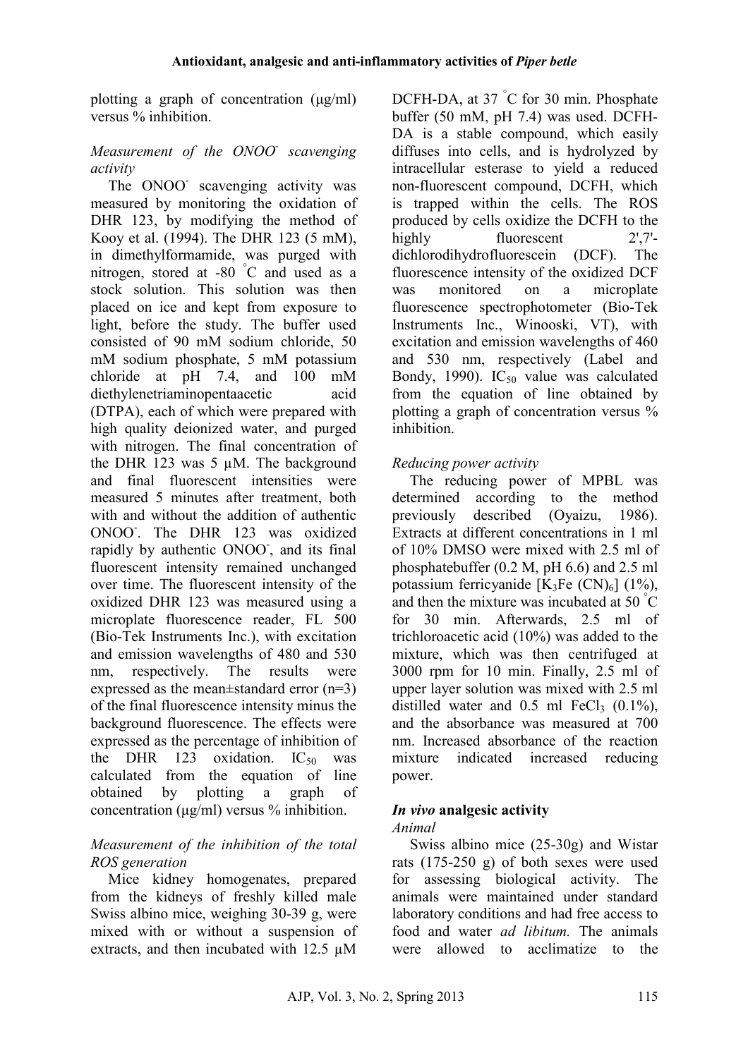plotting a graph of concentration (µg/ml) versus % inhibition.

*Measurement of the $ONOO^-$ scavenging activity*

The $ONOO^-$ scavenging activity was measured by monitoring the oxidation of DHR 123, by modifying the method of Kooy et al. (1994). The DHR 123 (5 mM), in dimethylformamide, was purged with nitrogen, stored at -80 °C and used as a stock solution. This solution was then placed on ice and kept from exposure to light, before the study. The buffer used consisted of 90 mM sodium chloride, 50 mM sodium phosphate, 5 mM potassium chloride at pH 7.4, and 100 mM diethylenetriaminopentaacetic acid (DTPA), each of which were prepared with high quality deionized water, and purged with nitrogen. The final concentration of the DHR 123 was 5 µM. The background and final fluorescent intensities were measured 5 minutes after treatment, both with and without the addition of authentic $ONOO^-$. The DHR 123 was oxidized rapidly by authentic $ONOO^-$, and its final fluorescent intensity remained unchanged over time. The fluorescent intensity of the oxidized DHR 123 was measured using a microplate fluorescence reader, FL 500 (Bio-Tek Instruments Inc.), with excitation and emission wavelengths of 480 and 530 nm, respectively. The results were expressed as the mean±standard error (n=3) of the final fluorescence intensity minus the background fluorescence. The effects were expressed as the percentage of inhibition of the DHR 123 oxidation. $IC_{50}$ was calculated from the equation of line obtained by plotting a graph of concentration (µg/ml) versus % inhibition.

*Measurement of the inhibition of the total ROS generation*

Mice kidney homogenates, prepared from the kidneys of freshly killed male Swiss albino mice, weighing 30-39 g, were mixed with or without a suspension of extracts, and then incubated with 12.5 µM DCFH-DA, at 37 °C for 30 min. Phosphate buffer (50 mM, pH 7.4) was used. DCFH-DA is a stable compound, which easily diffuses into cells, and is hydrolyzed by intracellular esterase to yield a reduced non-fluorescent compound, DCFH, which is trapped within the cells. The ROS produced by cells oxidize the DCFH to the highly fluorescent 2',7'-dichlorodihydrofluorescein (DCF). The fluorescence intensity of the oxidized DCF was monitored on a microplate fluorescence spectrophotometer (Bio-Tek Instruments Inc., Winooski, VT), with excitation and emission wavelengths of 460 and 530 nm, respectively (Label and Bondy, 1990). $IC_{50}$ value was calculated from the equation of line obtained by plotting a graph of concentration versus % inhibition.

*Reducing power activity*

The reducing power of MPBL was determined according to the method previously described (Oyaizu, 1986). Extracts at different concentrations in 1 ml of 10% DMSO were mixed with 2.5 ml of phosphatebuffer (0.2 M, pH 6.6) and 2.5 ml potassium ferricyanide $[K_3Fe(CN)_6]$ (1%), and then the mixture was incubated at 50 °C for 30 min. Afterwards, 2.5 ml of trichloroacetic acid (10%) was added to the mixture, which was then centrifuged at 3000 rpm for 10 min. Finally, 2.5 ml of upper layer solution was mixed with 2.5 ml distilled water and 0.5 ml $FeCl_3$ (0.1%), and the absorbance was measured at 700 nm. Increased absorbance of the reaction mixture indicated increased reducing power.

### *In vivo* analgesic activity

*Animal*

Swiss albino mice (25-30g) and Wistar rats (175-250 g) of both sexes were used for assessing biological activity. The animals were maintained under standard laboratory conditions and had free access to food and water *ad libitum.* The animals were allowed to acclimatize to the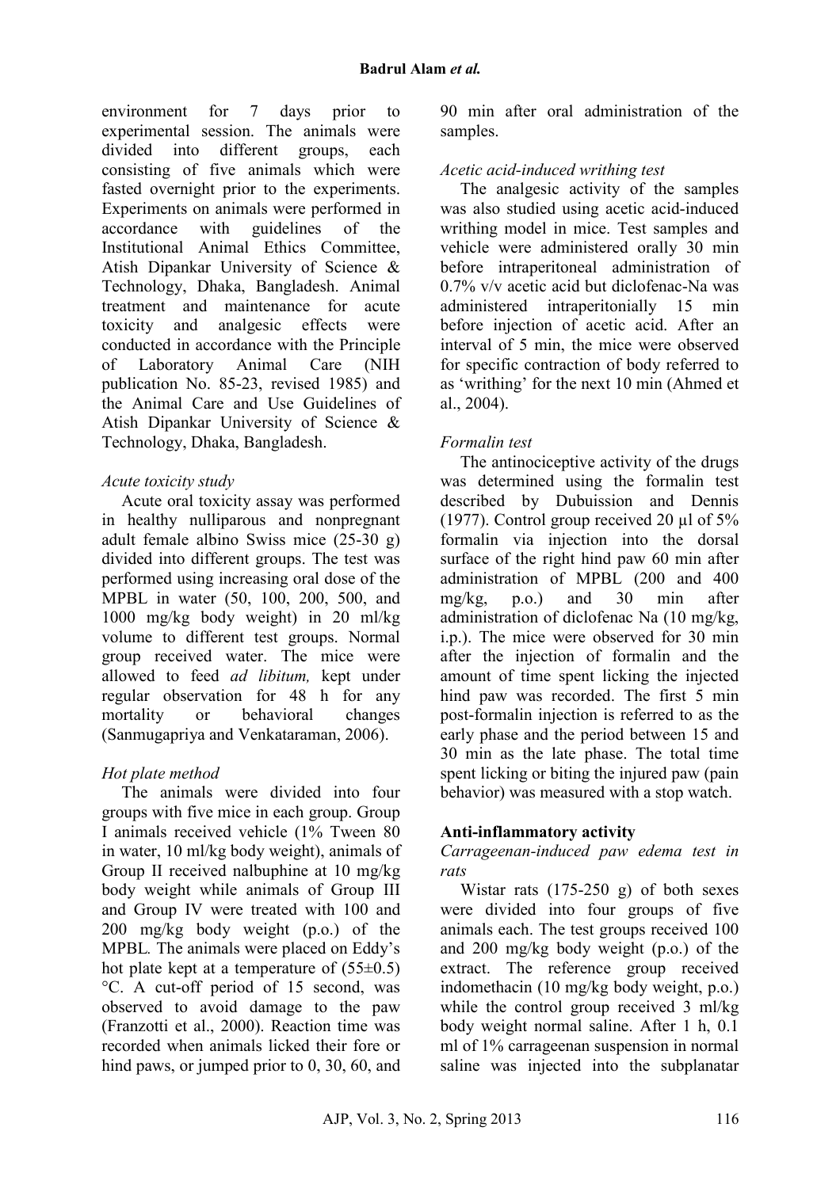environment for 7 days prior to experimental session. The animals were divided into different groups, each consisting of five animals which were fasted overnight prior to the experiments. Experiments on animals were performed in accordance with guidelines of the Institutional Animal Ethics Committee, Atish Dipankar University of Science & Technology, Dhaka, Bangladesh. Animal treatment and maintenance for acute toxicity and analgesic effects were conducted in accordance with the Principle of Laboratory Animal Care (NIH publication No. 85-23, revised 1985) and the Animal Care and Use Guidelines of Atish Dipankar University of Science & Technology, Dhaka, Bangladesh.

*Acute toxicity study*

Acute oral toxicity assay was performed in healthy nulliparous and nonpregnant adult female albino Swiss mice (25-30 g) divided into different groups. The test was performed using increasing oral dose of the MPBL in water (50, 100, 200, 500, and 1000 mg/kg body weight) in 20 ml/kg volume to different test groups. Normal group received water. The mice were allowed to feed *ad libitum,* kept under regular observation for 48 h for any mortality or behavioral changes (Sanmugapriya and Venkataraman, 2006).

*Hot plate method*

The animals were divided into four groups with five mice in each group. Group I animals received vehicle (1% Tween 80 in water, 10 ml/kg body weight), animals of Group II received nalbuphine at 10 mg/kg body weight while animals of Group III and Group IV were treated with 100 and 200 mg/kg body weight (p.o.) of the MPBL*.* The animals were placed on Eddy's hot plate kept at a temperature of (55±0.5) °C. A cut-off period of 15 second, was observed to avoid damage to the paw (Franzotti et al., 2000). Reaction time was recorded when animals licked their fore or hind paws, or jumped prior to 0, 30, 60, and 90 min after oral administration of the samples.

*Acetic acid-induced writhing test*

The analgesic activity of the samples was also studied using acetic acid-induced writhing model in mice. Test samples and vehicle were administered orally 30 min before intraperitoneal administration of 0.7% v/v acetic acid but diclofenac-Na was administered intraperitonially 15 min before injection of acetic acid. After an interval of 5 min, the mice were observed for specific contraction of body referred to as 'writhing' for the next 10 min (Ahmed et al., 2004).

*Formalin test*

The antinociceptive activity of the drugs was determined using the formalin test described by Dubuission and Dennis (1977). Control group received 20 µl of 5% formalin via injection into the dorsal surface of the right hind paw 60 min after administration of MPBL (200 and 400 mg/kg, p.o.) and 30 min after administration of diclofenac Na (10 mg/kg, i.p.). The mice were observed for 30 min after the injection of formalin and the amount of time spent licking the injected hind paw was recorded. The first 5 min post-formalin injection is referred to as the early phase and the period between 15 and 30 min as the late phase. The total time spent licking or biting the injured paw (pain behavior) was measured with a stop watch.

**Anti-inflammatory activity**

*Carrageenan-induced paw edema test in rats*

Wistar rats (175-250 g) of both sexes were divided into four groups of five animals each. The test groups received 100 and 200 mg/kg body weight (p.o.) of the extract. The reference group received indomethacin (10 mg/kg body weight, p.o.) while the control group received 3 ml/kg body weight normal saline. After 1 h, 0.1 ml of 1% carrageenan suspension in normal saline was injected into the subplanatar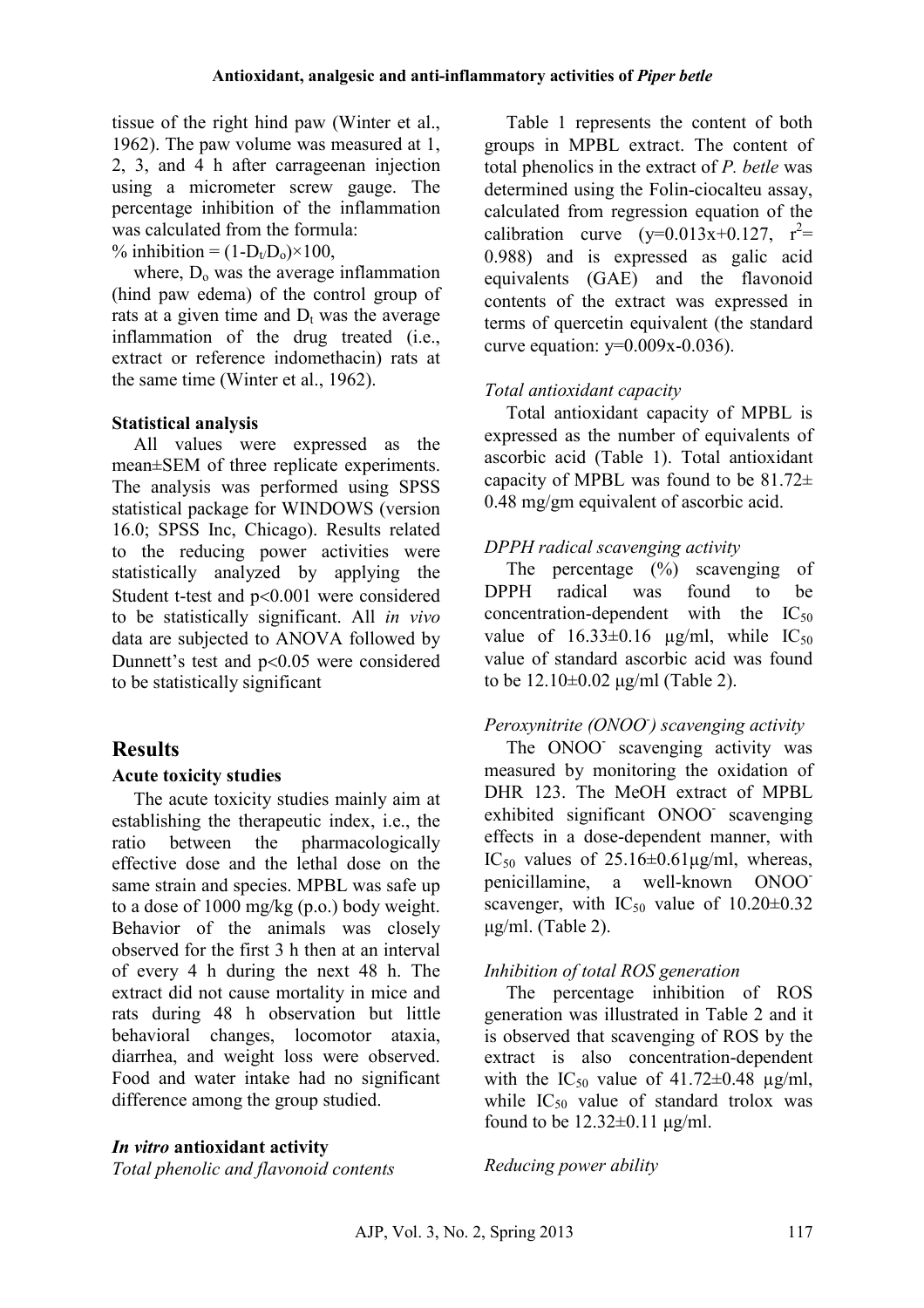tissue of the right hind paw (Winter et al., 1962). The paw volume was measured at 1, 2, 3, and 4 h after carrageenan injection using a micrometer screw gauge. The percentage inhibition of the inflammation was calculated from the formula:

% inhibition = $(1-D_t/D_o)\times100$,

where, $D_o$ was the average inflammation (hind paw edema) of the control group of rats at a given time and $D_t$ was the average inflammation of the drug treated (i.e., extract or reference indomethacin) rats at the same time (Winter et al., 1962).

### Statistical analysis

All values were expressed as the mean±SEM of three replicate experiments. The analysis was performed using SPSS statistical package for WINDOWS (version 16.0; SPSS Inc, Chicago). Results related to the reducing power activities were statistically analyzed by applying the Student t-test and $p<0.001$ were considered to be statistically significant. All *in vivo* data are subjected to ANOVA followed by Dunnett's test and $p<0.05$ were considered to be statistically significant

## Results

### Acute toxicity studies

The acute toxicity studies mainly aim at establishing the therapeutic index, i.e., the ratio between the pharmacologically effective dose and the lethal dose on the same strain and species. MPBL was safe up to a dose of 1000 mg/kg (p.o.) body weight. Behavior of the animals was closely observed for the first 3 h then at an interval of every 4 h during the next 48 h. The extract did not cause mortality in mice and rats during 48 h observation but little behavioral changes, locomotor ataxia, diarrhea, and weight loss were observed. Food and water intake had no significant difference among the group studied.

### *In vitro* antioxidant activity

*Total phenolic and flavonoid contents*

Table 1 represents the content of both groups in MPBL extract. The content of total phenolics in the extract of *P. betle* was determined using the Folin-ciocalteu assay, calculated from regression equation of the calibration curve ($y=0.013x+0.127$, $r^2=0.988$) and is expressed as galic acid equivalents (GAE) and the flavonoid contents of the extract was expressed in terms of quercetin equivalent (the standard curve equation: $y=0.009x-0.036$).

*Total antioxidant capacity*

Total antioxidant capacity of MPBL is expressed as the number of equivalents of ascorbic acid (Table 1). Total antioxidant capacity of MPBL was found to be 81.72± 0.48 mg/gm equivalent of ascorbic acid.

*DPPH radical scavenging activity*

The percentage (%) scavenging of DPPH radical was found to be concentration-dependent with the $IC_{50}$ value of 16.33±0.16 µg/ml, while $IC_{50}$ value of standard ascorbic acid was found to be 12.10±0.02 µg/ml (Table 2).

*Peroxynitrite ($ONOO^-$) scavenging activity*

The $ONOO^-$ scavenging activity was measured by monitoring the oxidation of DHR 123. The MeOH extract of MPBL exhibited significant $ONOO^-$ scavenging effects in a dose-dependent manner, with $IC_{50}$ values of 25.16±0.61µg/ml, whereas, penicillamine, a well-known $ONOO^-$ scavenger, with $IC_{50}$ value of 10.20±0.32 µg/ml. (Table 2).

*Inhibition of total ROS generation*

The percentage inhibition of ROS generation was illustrated in Table 2 and it is observed that scavenging of ROS by the extract is also concentration-dependent with the $IC_{50}$ value of 41.72±0.48 µg/ml, while $IC_{50}$ value of standard trolox was found to be 12.32±0.11 µg/ml.

*Reducing power ability*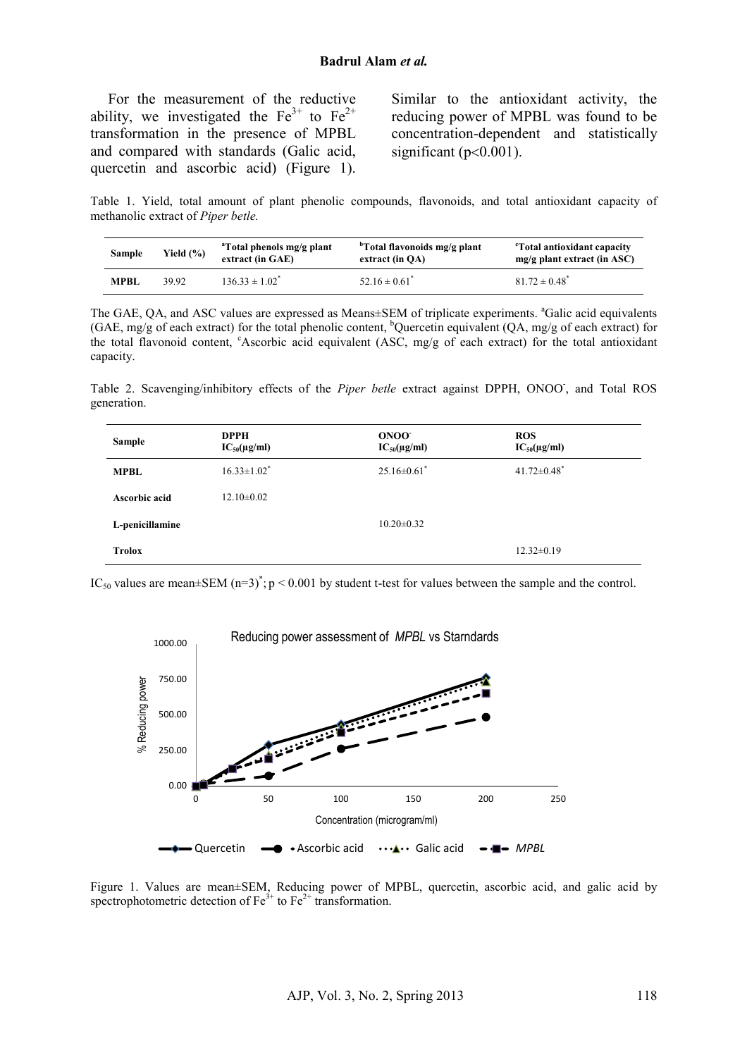For the measurement of the reductive ability, we investigated the $Fe^{3+}$ to $Fe^{2+}$ transformation in the presence of MPBL and compared with standards (Galic acid, quercetin and ascorbic acid) (Figure 1). Similar to the antioxidant activity, the reducing power of MPBL was found to be concentration-dependent and statistically significant ($p<0.001$).

Table 1. Yield, total amount of plant phenolic compounds, flavonoids, and total antioxidant capacity of methanolic extract of *Piper betle.*

| Sample | Yield (%) | [a]Total phenols mg/g plant extract (in GAE) | [b]Total flavonoids mg/g plant extract (in QA) | [c]Total antioxidant capacity mg/g plant extract (in ASC) |
|---|---|---|---|---|
| **MPBL** | 39.92 | $136.33 \pm 1.02^*$ | $52.16 \pm 0.61^*$ | $81.72 \pm 0.48^*$ |

The GAE, QA, and ASC values are expressed as Means±SEM of triplicate experiments. [a]Galic acid equivalents (GAE, mg/g of each extract) for the total phenolic content, [b]Quercetin equivalent (QA, mg/g of each extract) for the total flavonoid content, [c]Ascorbic acid equivalent (ASC, mg/g of each extract) for the total antioxidant capacity.

Table 2. Scavenging/inhibitory effects of the *Piper betle* extract against DPPH, $ONOO^-$, and Total ROS generation.

| Sample | DPPH $IC_{50}$(μg/ml) | $ONOO^-$ $IC_{50}$(μg/ml) | ROS $IC_{50}$(μg/ml) |
|---|---|---|---|
| **MPBL** | $16.33\pm1.02^*$ | $25.16\pm0.61^*$ | $41.72\pm0.48^*$ |
| **Ascorbic acid** | 12.10±0.02 | | |
| **L-penicillamine** | | 10.20±0.32 | |
| **Trolox** | | | 12.32±0.19 |

$IC_{50}$ values are mean±SEM $(n=3)^*$; $p < 0.001$ by student t-test for values between the sample and the control.

Figure 1. Values are mean±SEM, Reducing power of MPBL, quercetin, ascorbic acid, and galic acid by spectrophotometric detection of $Fe^{3+}$ to $Fe^{2+}$ transformation.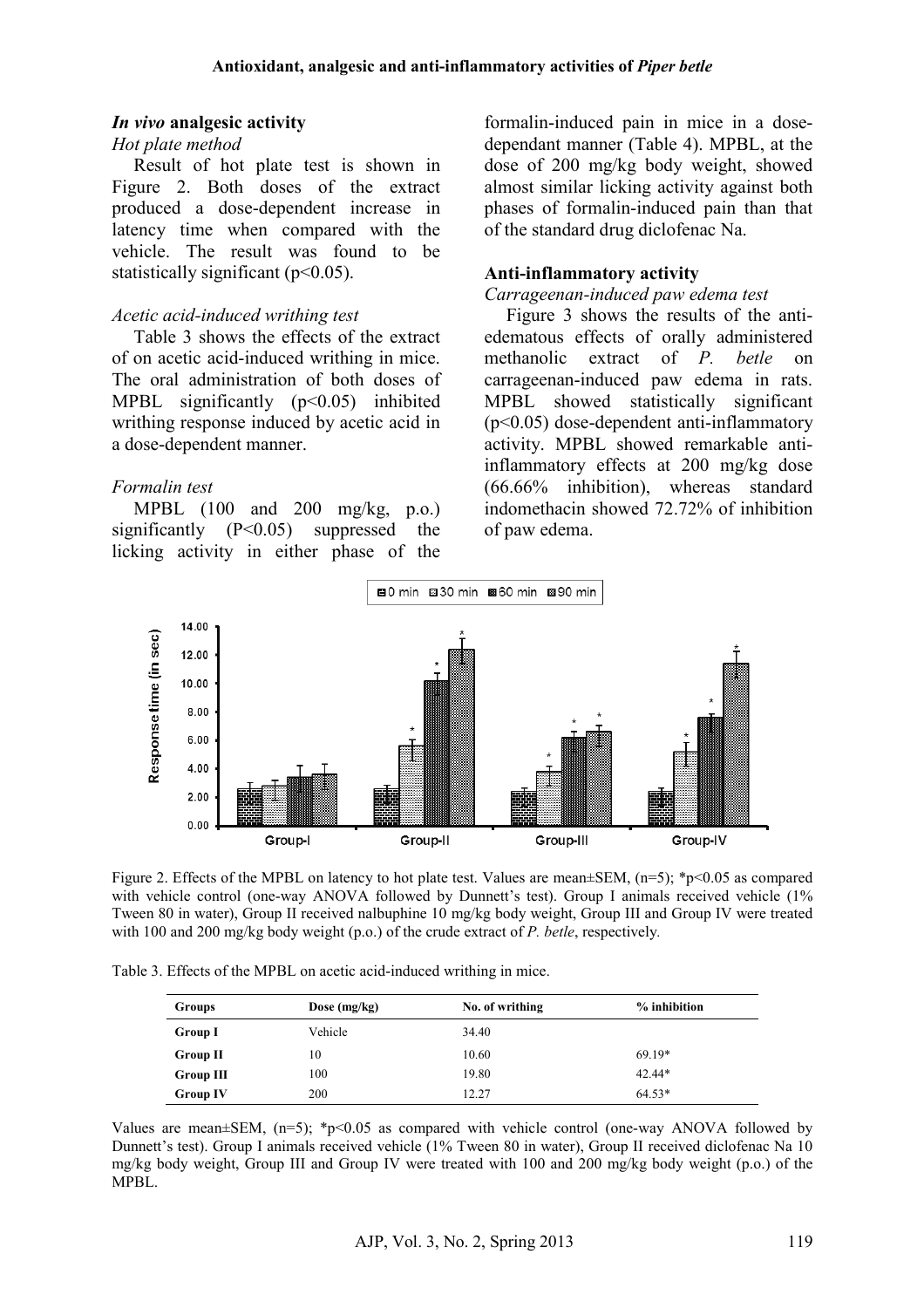### *In vivo* analgesic activity

*Hot plate method*

Result of hot plate test is shown in Figure 2. Both doses of the extract produced a dose-dependent increase in latency time when compared with the vehicle. The result was found to be statistically significant ($p<0.05$).

*Acetic acid-induced writhing test*

Table 3 shows the effects of the extract of on acetic acid-induced writhing in mice. The oral administration of both doses of MPBL significantly ($p<0.05$) inhibited writhing response induced by acetic acid in a dose-dependent manner.

*Formalin test*

MPBL (100 and 200 mg/kg, p.o.) significantly ($P<0.05$) suppressed the licking activity in either phase of the formalin-induced pain in mice in a dose-dependant manner (Table 4). MPBL, at the dose of 200 mg/kg body weight, showed almost similar licking activity against both phases of formalin-induced pain than that of the standard drug diclofenac Na.

### Anti-inflammatory activity

*Carrageenan-induced paw edema test*

Figure 3 shows the results of the anti-edematous effects of orally administered methanolic extract of *P. betle* on carrageenan-induced paw edema in rats. MPBL showed statistically significant ($p<0.05$) dose-dependent anti-inflammatory activity. MPBL showed remarkable anti-inflammatory effects at 200 mg/kg dose (66.66% inhibition), whereas standard indomethacin showed 72.72% of inhibition of paw edema.

Figure 2. Effects of the MPBL on latency to hot plate test. Values are mean±SEM, (n=5); *$p<0.05$ as compared with vehicle control (one-way ANOVA followed by Dunnett's test). Group I animals received vehicle (1% Tween 80 in water), Group II received nalbuphine 10 mg/kg body weight, Group III and Group IV were treated with 100 and 200 mg/kg body weight (p.o.) of the crude extract of *P. betle*, respectively.

Table 3. Effects of the MPBL on acetic acid-induced writhing in mice.

| Groups | Dose (mg/kg) | No. of writhing | % inhibition |
|---|---|---|---|
| **Group I** | Vehicle | 34.40 | |
| **Group II** | 10 | 10.60 | 69.19* |
| **Group III** | 100 | 19.80 | 42.44* |
| **Group IV** | 200 | 12.27 | 64.53* |

Values are mean±SEM, (n=5); *$p<0.05$ as compared with vehicle control (one-way ANOVA followed by Dunnett's test). Group I animals received vehicle (1% Tween 80 in water), Group II received diclofenac Na 10 mg/kg body weight, Group III and Group IV were treated with 100 and 200 mg/kg body weight (p.o.) of the MPBL.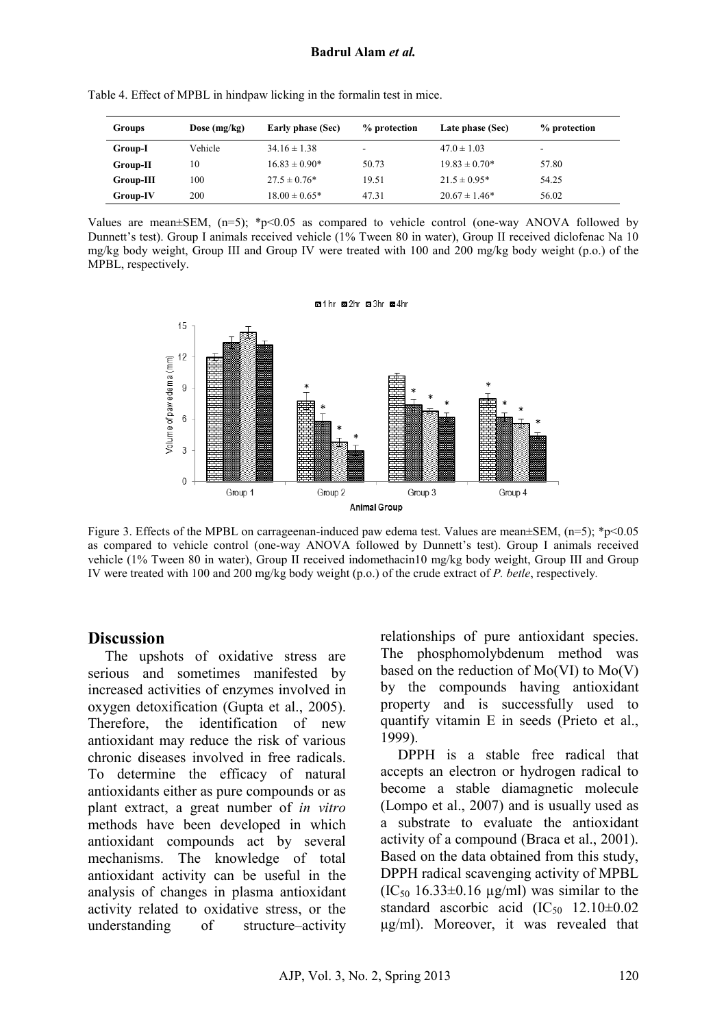Table 4. Effect of MPBL in hindpaw licking in the formalin test in mice.

| Groups | Dose (mg/kg) | Early phase (Sec) | % protection | Late phase (Sec) | % protection |
|---|---|---|---|---|---|
| **Group-I** | Vehicle | 34.16 ± 1.38 | - | 47.0 ± 1.03 | - |
| **Group-II** | 10 | 16.83 ± 0.90* | 50.73 | 19.83 ± 0.70* | 57.80 |
| **Group-III** | 100 | 27.5 ± 0.76* | 19.51 | 21.5 ± 0.95* | 54.25 |
| **Group-IV** | 200 | 18.00 ± 0.65* | 47.31 | 20.67 ± 1.46* | 56.02 |

Values are mean±SEM, (n=5); *p<0.05 as compared to vehicle control (one-way ANOVA followed by Dunnett's test). Group I animals received vehicle (1% Tween 80 in water), Group II received diclofenac Na 10 mg/kg body weight, Group III and Group IV were treated with 100 and 200 mg/kg body weight (p.o.) of the MPBL, respectively.

Figure 3. Effects of the MPBL on carrageenan-induced paw edema test. Values are mean±SEM, (n=5); *p<0.05 as compared to vehicle control (one-way ANOVA followed by Dunnett's test). Group I animals received vehicle (1% Tween 80 in water), Group II received indomethacin10 mg/kg body weight, Group III and Group IV were treated with 100 and 200 mg/kg body weight (p.o.) of the crude extract of *P. betle*, respectively.

## Discussion

The upshots of oxidative stress are serious and sometimes manifested by increased activities of enzymes involved in oxygen detoxification (Gupta et al., 2005). Therefore, the identification of new antioxidant may reduce the risk of various chronic diseases involved in free radicals. To determine the efficacy of natural antioxidants either as pure compounds or as plant extract, a great number of *in vitro* methods have been developed in which antioxidant compounds act by several mechanisms. The knowledge of total antioxidant activity can be useful in the analysis of changes in plasma antioxidant activity related to oxidative stress, or the understanding of structure–activity relationships of pure antioxidant species. The phosphomolybdenum method was based on the reduction of Mo(VI) to Mo(V) by the compounds having antioxidant property and is successfully used to quantify vitamin E in seeds (Prieto et al., 1999).

DPPH is a stable free radical that accepts an electron or hydrogen radical to become a stable diamagnetic molecule (Lompo et al., 2007) and is usually used as a substrate to evaluate the antioxidant activity of a compound (Braca et al., 2001). Based on the data obtained from this study, DPPH radical scavenging activity of MPBL ($IC_{50}$ 16.33±0.16 µg/ml) was similar to the standard ascorbic acid ($IC_{50}$ 12.10±0.02 µg/ml). Moreover, it was revealed that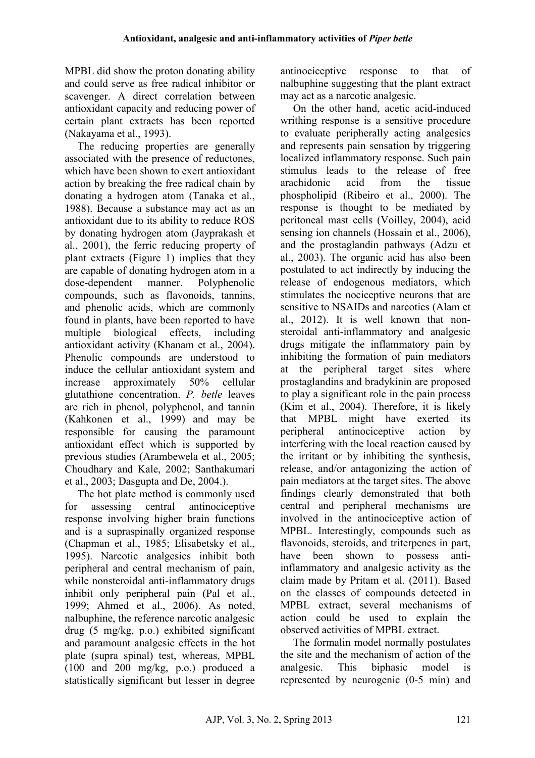MPBL did show the proton donating ability and could serve as free radical inhibitor or scavenger. A direct correlation between antioxidant capacity and reducing power of certain plant extracts has been reported (Nakayama et al., 1993).

The reducing properties are generally associated with the presence of reductones, which have been shown to exert antioxidant action by breaking the free radical chain by donating a hydrogen atom (Tanaka et al., 1988). Because a substance may act as an antioxidant due to its ability to reduce ROS by donating hydrogen atom (Jayprakash et al., 2001), the ferric reducing property of plant extracts (Figure 1) implies that they are capable of donating hydrogen atom in a dose-dependent manner. Polyphenolic compounds, such as flavonoids, tannins, and phenolic acids, which are commonly found in plants, have been reported to have multiple biological effects, including antioxidant activity (Khanam et al., 2004). Phenolic compounds are understood to induce the cellular antioxidant system and increase approximately 50% cellular glutathione concentration. *P. betle* leaves are rich in phenol, polyphenol, and tannin (Kahkonen et al., 1999) and may be responsible for causing the paramount antioxidant effect which is supported by previous studies (Arambewela et al., 2005; Choudhary and Kale, 2002; Santhakumari et al., 2003; Dasgupta and De, 2004.).

The hot plate method is commonly used for assessing central antinociceptive response involving higher brain functions and is a supraspinally organized response (Chapman et al., 1985; Elisabetsky et al., 1995). Narcotic analgesics inhibit both peripheral and central mechanism of pain, while nonsteroidal anti-inflammatory drugs inhibit only peripheral pain (Pal et al., 1999; Ahmed et al., 2006). As noted, nalbuphine, the reference narcotic analgesic drug (5 mg/kg, p.o.) exhibited significant and paramount analgesic effects in the hot plate (supra spinal) test, whereas, MPBL (100 and 200 mg/kg, p.o.) produced a statistically significant but lesser in degree antinociceptive response to that of nalbuphine suggesting that the plant extract may act as a narcotic analgesic.

On the other hand, acetic acid-induced writhing response is a sensitive procedure to evaluate peripherally acting analgesics and represents pain sensation by triggering localized inflammatory response. Such pain stimulus leads to the release of free arachidonic acid from the tissue phospholipid (Ribeiro et al., 2000). The response is thought to be mediated by peritoneal mast cells (Voilley, 2004), acid sensing ion channels (Hossain et al., 2006), and the prostaglandin pathways (Adzu et al., 2003). The organic acid has also been postulated to act indirectly by inducing the release of endogenous mediators, which stimulates the nociceptive neurons that are sensitive to NSAIDs and narcotics (Alam et al., 2012). It is well known that non-steroidal anti-inflammatory and analgesic drugs mitigate the inflammatory pain by inhibiting the formation of pain mediators at the peripheral target sites where prostaglandins and bradykinin are proposed to play a significant role in the pain process (Kim et al., 2004). Therefore, it is likely that MPBL might have exerted its peripheral antinociceptive action by interfering with the local reaction caused by the irritant or by inhibiting the synthesis, release, and/or antagonizing the action of pain mediators at the target sites. The above findings clearly demonstrated that both central and peripheral mechanisms are involved in the antinociceptive action of MPBL. Interestingly, compounds such as flavonoids, steroids, and triterpenes in part, have been shown to possess anti-inflammatory and analgesic activity as the claim made by Pritam et al. (2011). Based on the classes of compounds detected in MPBL extract, several mechanisms of action could be used to explain the observed activities of MPBL extract.

The formalin model normally postulates the site and the mechanism of action of the analgesic. This biphasic model is represented by neurogenic (0-5 min) and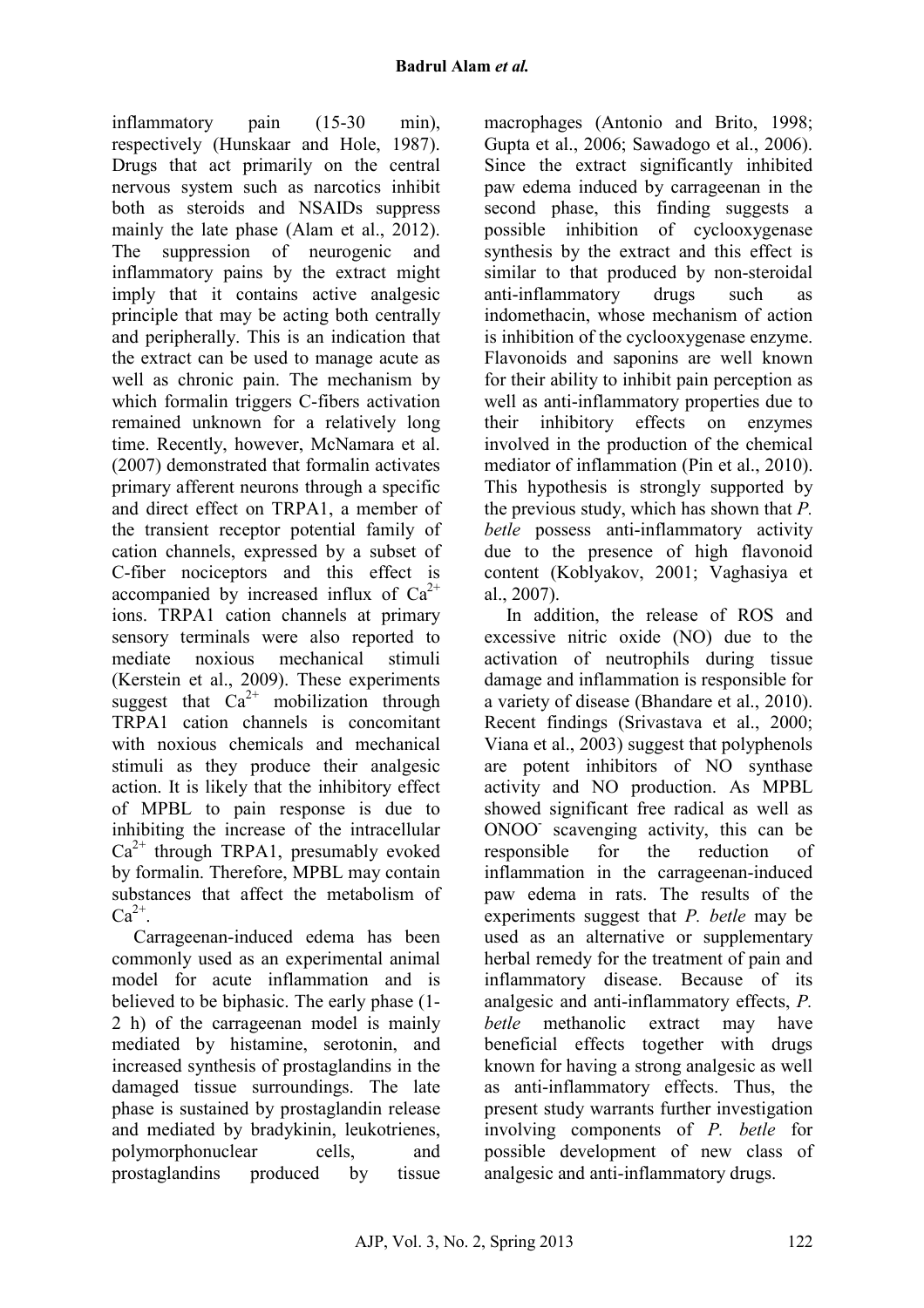inflammatory pain (15-30 min), respectively (Hunskaar and Hole, 1987). Drugs that act primarily on the central nervous system such as narcotics inhibit both as steroids and NSAIDs suppress mainly the late phase (Alam et al., 2012). The suppression of neurogenic and inflammatory pains by the extract might imply that it contains active analgesic principle that may be acting both centrally and peripherally. This is an indication that the extract can be used to manage acute as well as chronic pain. The mechanism by which formalin triggers C-fibers activation remained unknown for a relatively long time. Recently, however, McNamara et al. (2007) demonstrated that formalin activates primary afferent neurons through a specific and direct effect on TRPA1, a member of the transient receptor potential family of cation channels, expressed by a subset of C-fiber nociceptors and this effect is accompanied by increased influx of $Ca^{2+}$ ions. TRPA1 cation channels at primary sensory terminals were also reported to mediate noxious mechanical stimuli (Kerstein et al., 2009). These experiments suggest that $Ca^{2+}$ mobilization through TRPA1 cation channels is concomitant with noxious chemicals and mechanical stimuli as they produce their analgesic action. It is likely that the inhibitory effect of MPBL to pain response is due to inhibiting the increase of the intracellular $Ca^{2+}$ through TRPA1, presumably evoked by formalin. Therefore, MPBL may contain substances that affect the metabolism of $Ca^{2+}$.

Carrageenan-induced edema has been commonly used as an experimental animal model for acute inflammation and is believed to be biphasic. The early phase (1-2 h) of the carrageenan model is mainly mediated by histamine, serotonin, and increased synthesis of prostaglandins in the damaged tissue surroundings. The late phase is sustained by prostaglandin release and mediated by bradykinin, leukotrienes, polymorphonuclear cells, and prostaglandins produced by tissue macrophages (Antonio and Brito, 1998; Gupta et al., 2006; Sawadogo et al., 2006). Since the extract significantly inhibited paw edema induced by carrageenan in the second phase, this finding suggests a possible inhibition of cyclooxygenase synthesis by the extract and this effect is similar to that produced by non-steroidal anti-inflammatory drugs such as indomethacin, whose mechanism of action is inhibition of the cyclooxygenase enzyme. Flavonoids and saponins are well known for their ability to inhibit pain perception as well as anti-inflammatory properties due to their inhibitory effects on enzymes involved in the production of the chemical mediator of inflammation (Pin et al., 2010). This hypothesis is strongly supported by the previous study, which has shown that *P. betle* possess anti-inflammatory activity due to the presence of high flavonoid content (Koblyakov, 2001; Vaghasiya et al., 2007).

In addition, the release of ROS and excessive nitric oxide (NO) due to the activation of neutrophils during tissue damage and inflammation is responsible for a variety of disease (Bhandare et al., 2010). Recent findings (Srivastava et al., 2000; Viana et al., 2003) suggest that polyphenols are potent inhibitors of NO synthase activity and NO production. As MPBL showed significant free radical as well as $ONOO^-$ scavenging activity, this can be responsible for the reduction of inflammation in the carrageenan-induced paw edema in rats. The results of the experiments suggest that *P. betle* may be used as an alternative or supplementary herbal remedy for the treatment of pain and inflammatory disease. Because of its analgesic and anti-inflammatory effects, *P. betle* methanolic extract may have beneficial effects together with drugs known for having a strong analgesic as well as anti-inflammatory effects. Thus, the present study warrants further investigation involving components of *P. betle* for possible development of new class of analgesic and anti-inflammatory drugs.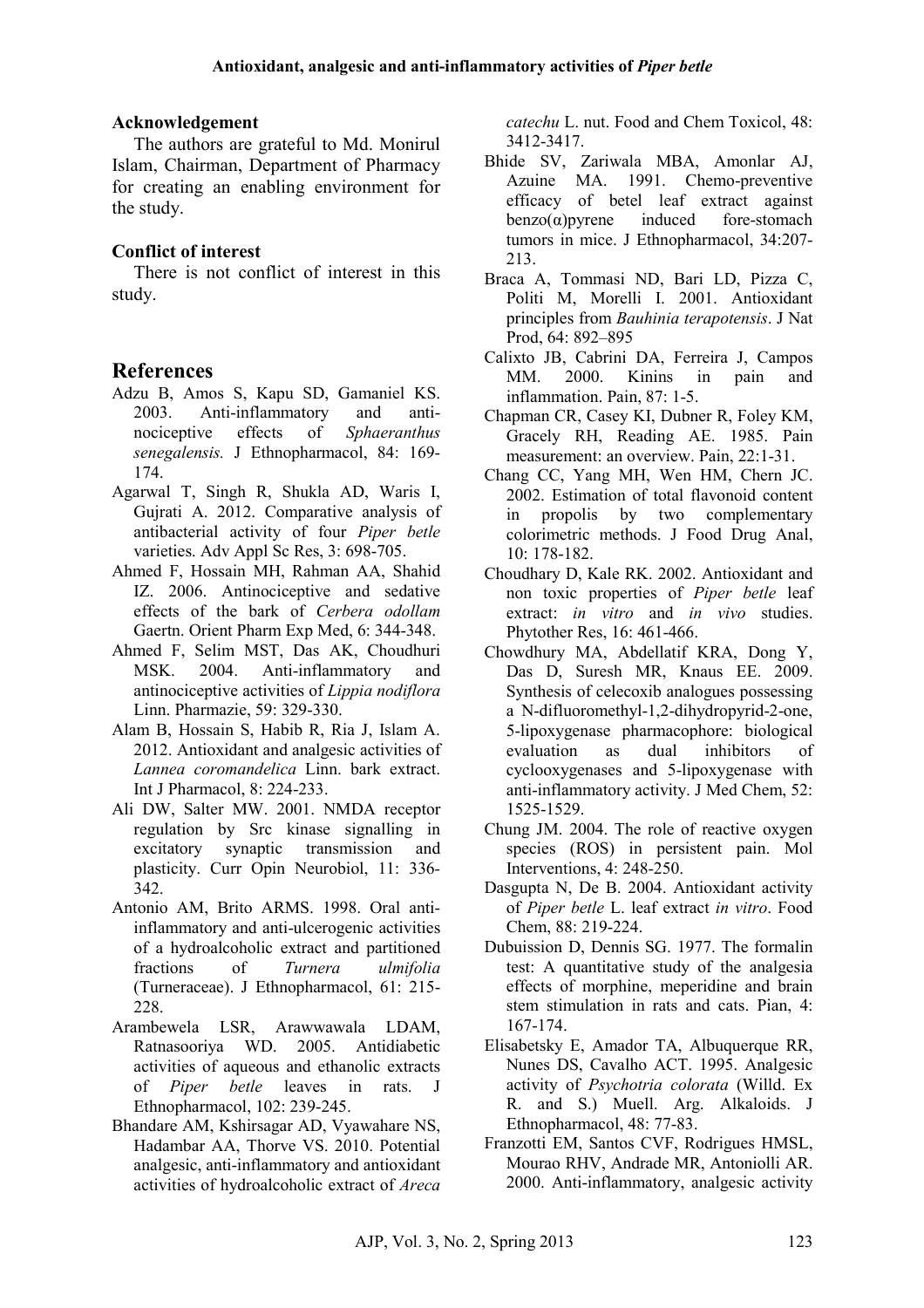## Acknowledgement

The authors are grateful to Md. Monirul Islam, Chairman, Department of Pharmacy for creating an enabling environment for the study.

## Conflict of interest

There is not conflict of interest in this study.

## References

Adzu B, Amos S, Kapu SD, Gamaniel KS. 2003. Anti-inflammatory and anti-nociceptive effects of *Sphaeranthus senegalensis.* J Ethnopharmacol, 84: 169-174.

Agarwal T, Singh R, Shukla AD, Waris I, Gujrati A. 2012. Comparative analysis of antibacterial activity of four *Piper betle* varieties. Adv Appl Sc Res, 3: 698-705.

Ahmed F, Hossain MH, Rahman AA, Shahid IZ. 2006. Antinociceptive and sedative effects of the bark of *Cerbera odollam* Gaertn. Orient Pharm Exp Med, 6: 344-348.

Ahmed F, Selim MST, Das AK, Choudhuri MSK. 2004. Anti-inflammatory and antinociceptive activities of *Lippia nodiflora* Linn. Pharmazie, 59: 329-330.

Alam B, Hossain S, Habib R, Ria J, Islam A. 2012. Antioxidant and analgesic activities of *Lannea coromandelica* Linn. bark extract. Int J Pharmacol, 8: 224-233.

Ali DW, Salter MW. 2001. NMDA receptor regulation by Src kinase signalling in excitatory synaptic transmission and plasticity. Curr Opin Neurobiol, 11: 336-342.

Antonio AM, Brito ARMS. 1998. Oral anti-inflammatory and anti-ulcerogenic activities of a hydroalcoholic extract and partitioned fractions of *Turnera ulmifolia* (Turneraceae). J Ethnopharmacol, 61: 215-228.

Arambewela LSR, Arawwawala LDAM, Ratnasooriya WD. 2005. Antidiabetic activities of aqueous and ethanolic extracts of *Piper betle* leaves in rats. J Ethnopharmacol, 102: 239-245.

Bhandare AM, Kshirsagar AD, Vyawahare NS, Hadambar AA, Thorve VS. 2010. Potential analgesic, anti-inflammatory and antioxidant activities of hydroalcoholic extract of *Areca catechu* L. nut. Food and Chem Toxicol, 48: 3412-3417.

Bhide SV, Zariwala MBA, Amonlar AJ, Azuine MA. 1991. Chemo-preventive efficacy of betel leaf extract against benzo(α)pyrene induced fore-stomach tumors in mice. J Ethnopharmacol, 34:207-213.

Braca A, Tommasi ND, Bari LD, Pizza C, Politi M, Morelli I. 2001. Antioxidant principles from *Bauhinia terapotensis*. J Nat Prod, 64: 892–895

Calixto JB, Cabrini DA, Ferreira J, Campos MM. 2000. Kinins in pain and inflammation. Pain, 87: 1-5.

Chapman CR, Casey KI, Dubner R, Foley KM, Gracely RH, Reading AE. 1985. Pain measurement: an overview. Pain, 22:1-31.

Chang CC, Yang MH, Wen HM, Chern JC. 2002. Estimation of total flavonoid content in propolis by two complementary colorimetric methods. J Food Drug Anal, 10: 178-182.

Choudhary D, Kale RK. 2002. Antioxidant and non toxic properties of *Piper betle* leaf extract: *in vitro* and *in vivo* studies. Phytother Res, 16: 461-466.

Chowdhury MA, Abdellatif KRA, Dong Y, Das D, Suresh MR, Knaus EE. 2009. Synthesis of celecoxib analogues possessing a N-difluoromethyl-1,2-dihydropyrid-2-one, 5-lipoxygenase pharmacophore: biological evaluation as dual inhibitors of cyclooxygenases and 5-lipoxygenase with anti-inflammatory activity. J Med Chem, 52: 1525-1529.

Chung JM. 2004. The role of reactive oxygen species (ROS) in persistent pain. Mol Interventions, 4: 248-250.

Dasgupta N, De B. 2004. Antioxidant activity of *Piper betle* L. leaf extract *in vitro*. Food Chem, 88: 219-224.

Dubuission D, Dennis SG. 1977. The formalin test: A quantitative study of the analgesia effects of morphine, meperidine and brain stem stimulation in rats and cats. Pian, 4: 167-174.

Elisabetsky E, Amador TA, Albuquerque RR, Nunes DS, Cavalho ACT. 1995. Analgesic activity of *Psychotria colorata* (Willd. Ex R. and S.) Muell. Arg. Alkaloids. J Ethnopharmacol, 48: 77-83.

Franzotti EM, Santos CVF, Rodrigues HMSL, Mourao RHV, Andrade MR, Antoniolli AR. 2000. Anti-inflammatory, analgesic activity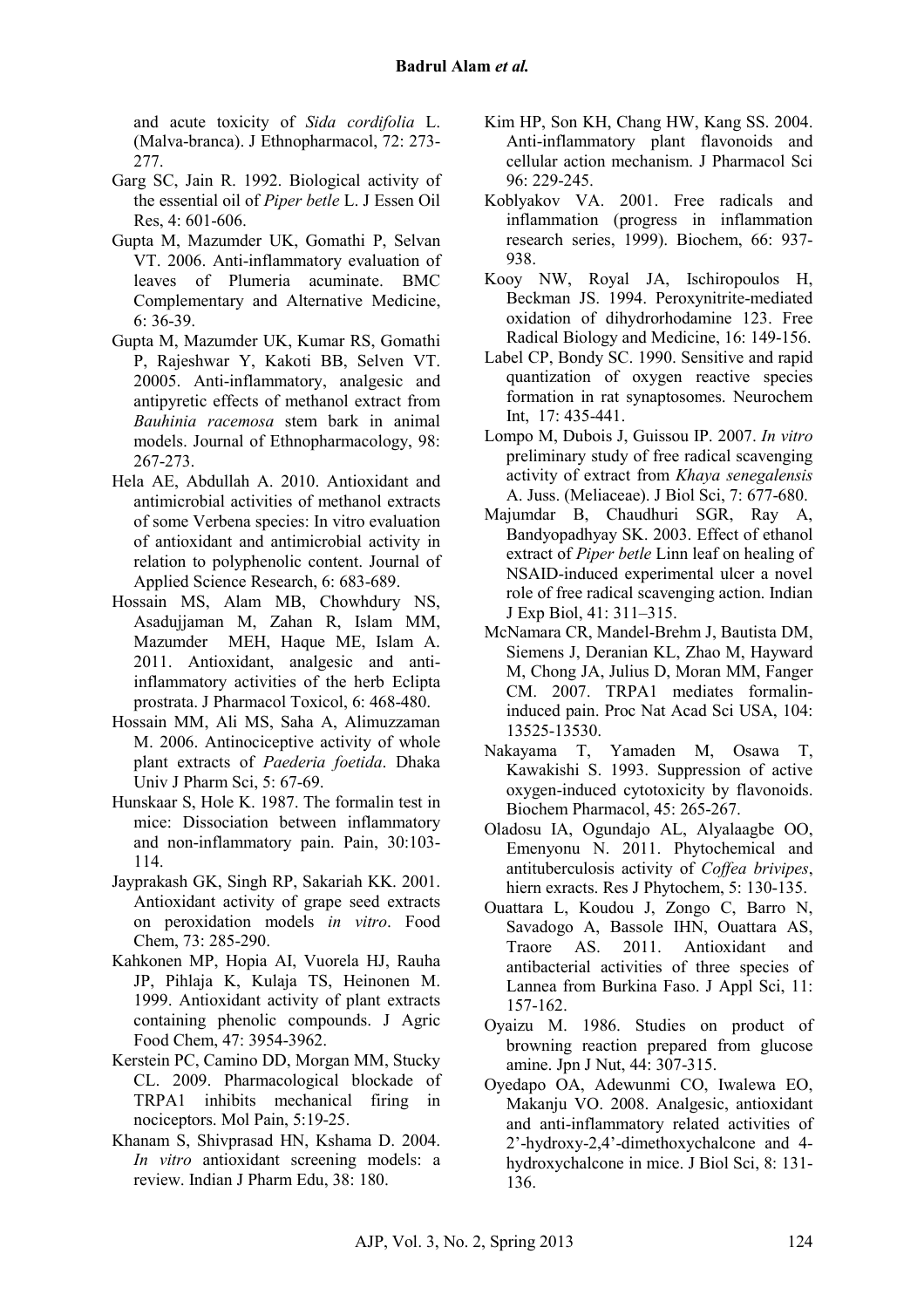and acute toxicity of *Sida cordifolia* L. (Malva-branca). J Ethnopharmacol, 72: 273-277.

Garg SC, Jain R. 1992. Biological activity of the essential oil of *Piper betle* L. J Essen Oil Res, 4: 601-606.

Gupta M, Mazumder UK, Gomathi P, Selvan VT. 2006. Anti-inflammatory evaluation of leaves of Plumeria acuminate. BMC Complementary and Alternative Medicine, 6: 36-39.

Gupta M, Mazumder UK, Kumar RS, Gomathi P, Rajeshwar Y, Kakoti BB, Selven VT. 20005. Anti-inflammatory, analgesic and antipyretic effects of methanol extract from *Bauhinia racemosa* stem bark in animal models. Journal of Ethnopharmacology, 98: 267-273.

Hela AE, Abdullah A. 2010. Antioxidant and antimicrobial activities of methanol extracts of some Verbena species: In vitro evaluation of antioxidant and antimicrobial activity in relation to polyphenolic content. Journal of Applied Science Research, 6: 683-689.

Hossain MS, Alam MB, Chowhdury NS, Asadujjaman M, Zahan R, Islam MM, Mazumder MEH, Haque ME, Islam A. 2011. Antioxidant, analgesic and anti-inflammatory activities of the herb Eclipta prostrata. J Pharmacol Toxicol, 6: 468-480.

Hossain MM, Ali MS, Saha A, Alimuzzaman M. 2006. Antinociceptive activity of whole plant extracts of *Paederia foetida*. Dhaka Univ J Pharm Sci, 5: 67-69.

Hunskaar S, Hole K. 1987. The formalin test in mice: Dissociation between inflammatory and non-inflammatory pain. Pain, 30:103-114.

Jayprakash GK, Singh RP, Sakariah KK. 2001. Antioxidant activity of grape seed extracts on peroxidation models *in vitro*. Food Chem, 73: 285-290.

Kahkonen MP, Hopia AI, Vuorela HJ, Rauha JP, Pihlaja K, Kulaja TS, Heinonen M. 1999. Antioxidant activity of plant extracts containing phenolic compounds. J Agric Food Chem, 47: 3954-3962.

Kerstein PC, Camino DD, Morgan MM, Stucky CL. 2009. Pharmacological blockade of TRPA1 inhibits mechanical firing in nociceptors. Mol Pain, 5:19-25.

Khanam S, Shivprasad HN, Kshama D. 2004. *In vitro* antioxidant screening models: a review. Indian J Pharm Edu, 38: 180.

Kim HP, Son KH, Chang HW, Kang SS. 2004. Anti-inflammatory plant flavonoids and cellular action mechanism. J Pharmacol Sci 96: 229-245.

Koblyakov VA. 2001. Free radicals and inflammation (progress in inflammation research series, 1999). Biochem, 66: 937-938.

Kooy NW, Royal JA, Ischiropoulos H, Beckman JS. 1994. Peroxynitrite-mediated oxidation of dihydrorhodamine 123. Free Radical Biology and Medicine, 16: 149-156.

Label CP, Bondy SC. 1990. Sensitive and rapid quantization of oxygen reactive species formation in rat synaptosomes. Neurochem Int, 17: 435-441.

Lompo M, Dubois J, Guissou IP. 2007. *In vitro* preliminary study of free radical scavenging activity of extract from *Khaya senegalensis* A. Juss. (Meliaceae). J Biol Sci, 7: 677-680.

Majumdar B, Chaudhuri SGR, Ray A, Bandyopadhyay SK. 2003. Effect of ethanol extract of *Piper betle* Linn leaf on healing of NSAID-induced experimental ulcer a novel role of free radical scavenging action. Indian J Exp Biol, 41: 311–315.

McNamara CR, Mandel-Brehm J, Bautista DM, Siemens J, Deranian KL, Zhao M, Hayward M, Chong JA, Julius D, Moran MM, Fanger CM. 2007. TRPA1 mediates formalin-induced pain. Proc Nat Acad Sci USA, 104: 13525-13530.

Nakayama T, Yamaden M, Osawa T, Kawakishi S. 1993. Suppression of active oxygen-induced cytotoxicity by flavonoids. Biochem Pharmacol, 45: 265-267.

Oladosu IA, Ogundajo AL, Alyalaagbe OO, Emenyonu N. 2011. Phytochemical and antituberculosis activity of *Coffea brivipes*, hiern exracts. Res J Phytochem, 5: 130-135.

Ouattara L, Koudou J, Zongo C, Barro N, Savadogo A, Bassole IHN, Ouattara AS, Traore AS. 2011. Antioxidant and antibacterial activities of three species of Lannea from Burkina Faso. J Appl Sci, 11: 157-162.

Oyaizu M. 1986. Studies on product of browning reaction prepared from glucose amine. Jpn J Nut, 44: 307-315.

Oyedapo OA, Adewunmi CO, Iwalewa EO, Makanju VO. 2008. Analgesic, antioxidant and anti-inflammatory related activities of 2'-hydroxy-2,4'-dimethoxychalcone and 4-hydroxychalcone in mice. J Biol Sci, 8: 131-136.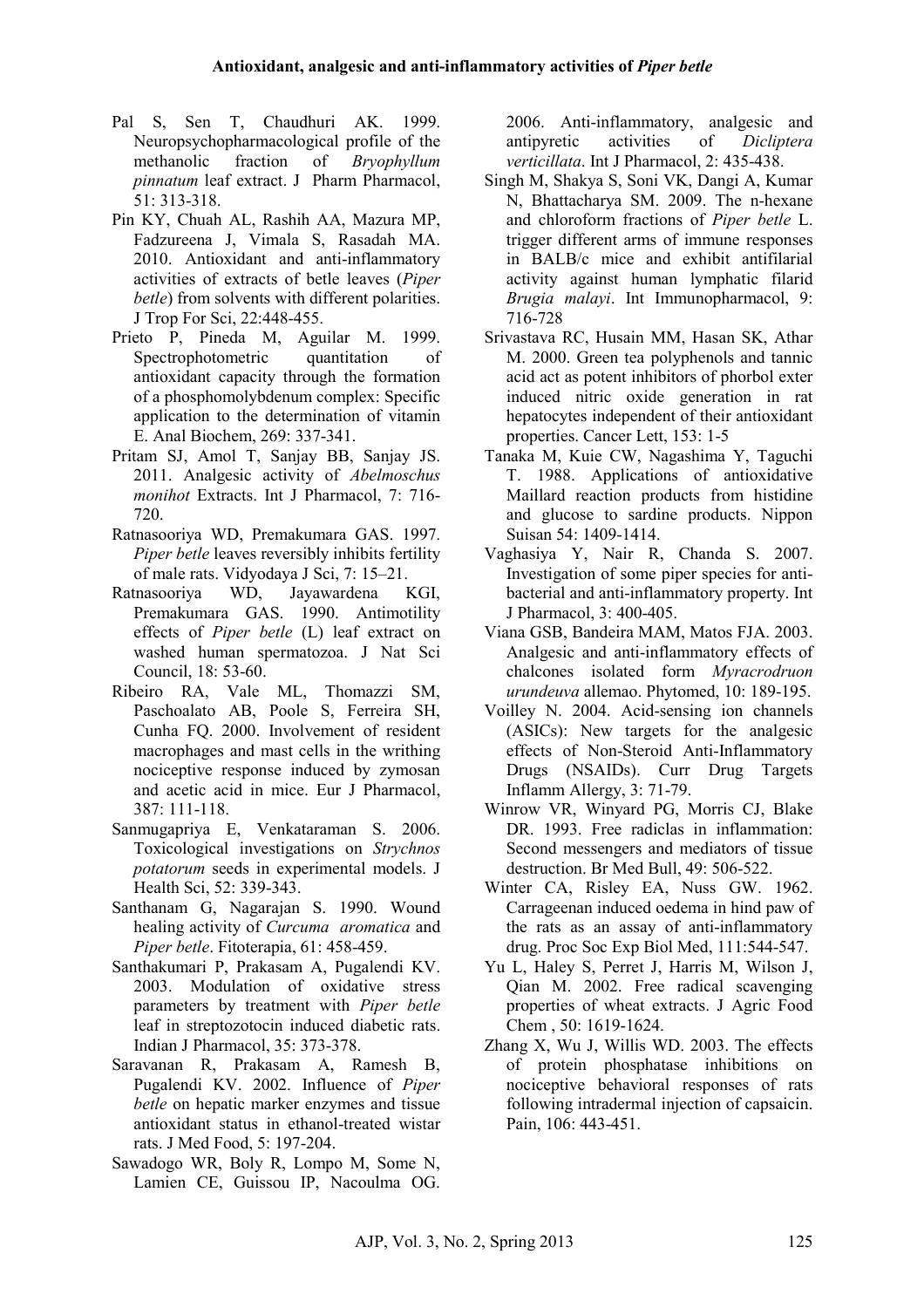Pal S, Sen T, Chaudhuri AK. 1999. Neuropsychopharmacological profile of the methanolic fraction of *Bryophyllum pinnatum* leaf extract. J Pharm Pharmacol, 51: 313-318.

Pin KY, Chuah AL, Rashih AA, Mazura MP, Fadzureena J, Vimala S, Rasadah MA. 2010. Antioxidant and anti-inflammatory activities of extracts of betle leaves (*Piper betle*) from solvents with different polarities. J Trop For Sci, 22:448-455.

Prieto P, Pineda M, Aguilar M. 1999. Spectrophotometric quantitation of antioxidant capacity through the formation of a phosphomolybdenum complex: Specific application to the determination of vitamin E. Anal Biochem, 269: 337-341.

Pritam SJ, Amol T, Sanjay BB, Sanjay JS. 2011. Analgesic activity of *Abelmoschus monihot* Extracts. Int J Pharmacol, 7: 716-720.

Ratnasooriya WD, Premakumara GAS. 1997. *Piper betle* leaves reversibly inhibits fertility of male rats. Vidyodaya J Sci, 7: 15–21.

Ratnasooriya WD, Jayawardena KGI, Premakumara GAS. 1990. Antimotility effects of *Piper betle* (L) leaf extract on washed human spermatozoa. J Nat Sci Council, 18: 53-60.

Ribeiro RA, Vale ML, Thomazzi SM, Paschoalato AB, Poole S, Ferreira SH, Cunha FQ. 2000. Involvement of resident macrophages and mast cells in the writhing nociceptive response induced by zymosan and acetic acid in mice. Eur J Pharmacol, 387: 111-118.

Sanmugapriya E, Venkataraman S. 2006. Toxicological investigations on *Strychnos potatorum* seeds in experimental models. J Health Sci, 52: 339-343.

Santhanam G, Nagarajan S. 1990. Wound healing activity of *Curcuma aromatica* and *Piper betle*. Fitoterapia, 61: 458-459.

Santhakumari P, Prakasam A, Pugalendi KV. 2003. Modulation of oxidative stress parameters by treatment with *Piper betle* leaf in streptozotocin induced diabetic rats. Indian J Pharmacol, 35: 373-378.

Saravanan R, Prakasam A, Ramesh B, Pugalendi KV. 2002. Influence of *Piper betle* on hepatic marker enzymes and tissue antioxidant status in ethanol-treated wistar rats. J Med Food, 5: 197-204.

Sawadogo WR, Boly R, Lompo M, Some N, Lamien CE, Guissou IP, Nacoulma OG. 2006. Anti-inflammatory, analgesic and antipyretic activities of *Dicliptera verticillata*. Int J Pharmacol, 2: 435-438.

Singh M, Shakya S, Soni VK, Dangi A, Kumar N, Bhattacharya SM. 2009. The n-hexane and chloroform fractions of *Piper betle* L. trigger different arms of immune responses in BALB/c mice and exhibit antifilarial activity against human lymphatic filarid *Brugia malayi*. Int Immunopharmacol, 9: 716-728

Srivastava RC, Husain MM, Hasan SK, Athar M. 2000. Green tea polyphenols and tannic acid act as potent inhibitors of phorbol exter induced nitric oxide generation in rat hepatocytes independent of their antioxidant properties. Cancer Lett, 153: 1-5

Tanaka M, Kuie CW, Nagashima Y, Taguchi T. 1988. Applications of antioxidative Maillard reaction products from histidine and glucose to sardine products. Nippon Suisan 54: 1409-1414.

Vaghasiya Y, Nair R, Chanda S. 2007. Investigation of some piper species for anti-bacterial and anti-inflammatory property. Int J Pharmacol, 3: 400-405.

Viana GSB, Bandeira MAM, Matos FJA. 2003. Analgesic and anti-inflammatory effects of chalcones isolated form *Myracrodruon urundeuva* allemao. Phytomed, 10: 189-195.

Voilley N. 2004. Acid-sensing ion channels (ASICs): New targets for the analgesic effects of Non-Steroid Anti-Inflammatory Drugs (NSAIDs). Curr Drug Targets Inflamm Allergy, 3: 71-79.

Winrow VR, Winyard PG, Morris CJ, Blake DR. 1993. Free radiclas in inflammation: Second messengers and mediators of tissue destruction. Br Med Bull, 49: 506-522.

Winter CA, Risley EA, Nuss GW. 1962. Carrageenan induced oedema in hind paw of the rats as an assay of anti-inflammatory drug. Proc Soc Exp Biol Med, 111:544-547.

Yu L, Haley S, Perret J, Harris M, Wilson J, Qian M. 2002. Free radical scavenging properties of wheat extracts. J Agric Food Chem , 50: 1619-1624.

Zhang X, Wu J, Willis WD. 2003. The effects of protein phosphatase inhibitions on nociceptive behavioral responses of rats following intradermal injection of capsaicin. Pain, 106: 443-451.